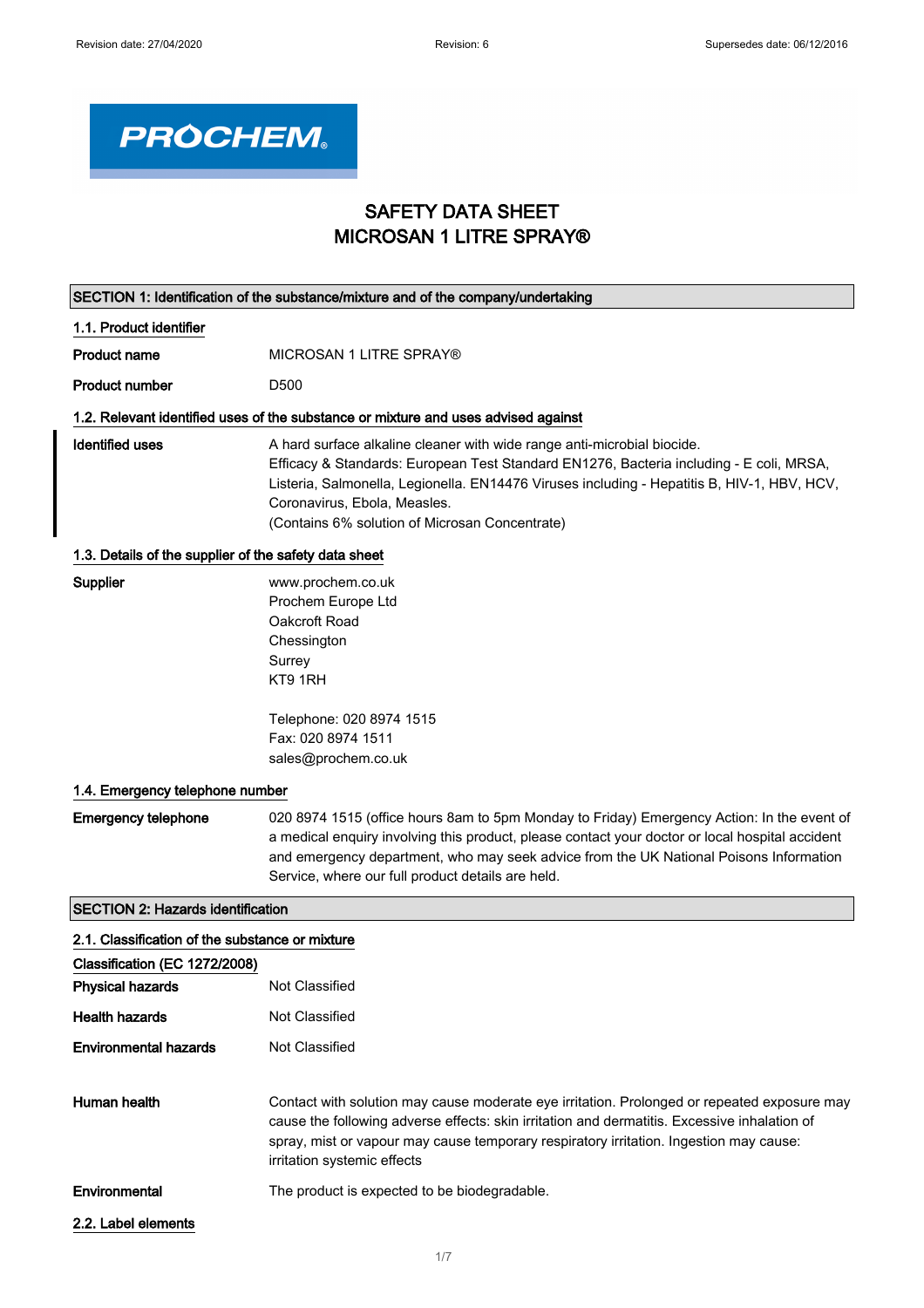PROCHEM

# SAFETY DATA SHEET
# MICROSAN 1 LITRE SPRAY®

## SECTION 1: Identification of the substance/mixture and of the company/undertaking

### 1.1. Product identifier

**Product name** MICROSAN 1 LITRE SPRAY®

**Product number** D500

### 1.2. Relevant identified uses of the substance or mixture and uses advised against

**Identified uses** A hard surface alkaline cleaner with wide range anti-microbial biocide.
Efficacy & Standards: European Test Standard EN1276, Bacteria including - E coli, MRSA, Listeria, Salmonella, Legionella. EN14476 Viruses including - Hepatitis B, HIV-1, HBV, HCV, Coronavirus, Ebola, Measles.
(Contains 6% solution of Microsan Concentrate)

### 1.3. Details of the supplier of the safety data sheet

**Supplier** www.prochem.co.uk
Prochem Europe Ltd
Oakcroft Road
Chessington
Surrey
KT9 1RH

Telephone: 020 8974 1515
Fax: 020 8974 1511
sales@prochem.co.uk

### 1.4. Emergency telephone number

**Emergency telephone** 020 8974 1515 (office hours 8am to 5pm Monday to Friday) Emergency Action: In the event of a medical enquiry involving this product, please contact your doctor or local hospital accident and emergency department, who may seek advice from the UK National Poisons Information Service, where our full product details are held.

## SECTION 2: Hazards identification

### 2.1. Classification of the substance or mixture

**Classification (EC 1272/2008)**

**Physical hazards** Not Classified

**Health hazards** Not Classified

**Environmental hazards** Not Classified

**Human health** Contact with solution may cause moderate eye irritation. Prolonged or repeated exposure may cause the following adverse effects: skin irritation and dermatitis. Excessive inhalation of spray, mist or vapour may cause temporary respiratory irritation. Ingestion may cause: irritation systemic effects

**Environmental** The product is expected to be biodegradable.

### 2.2. Label elements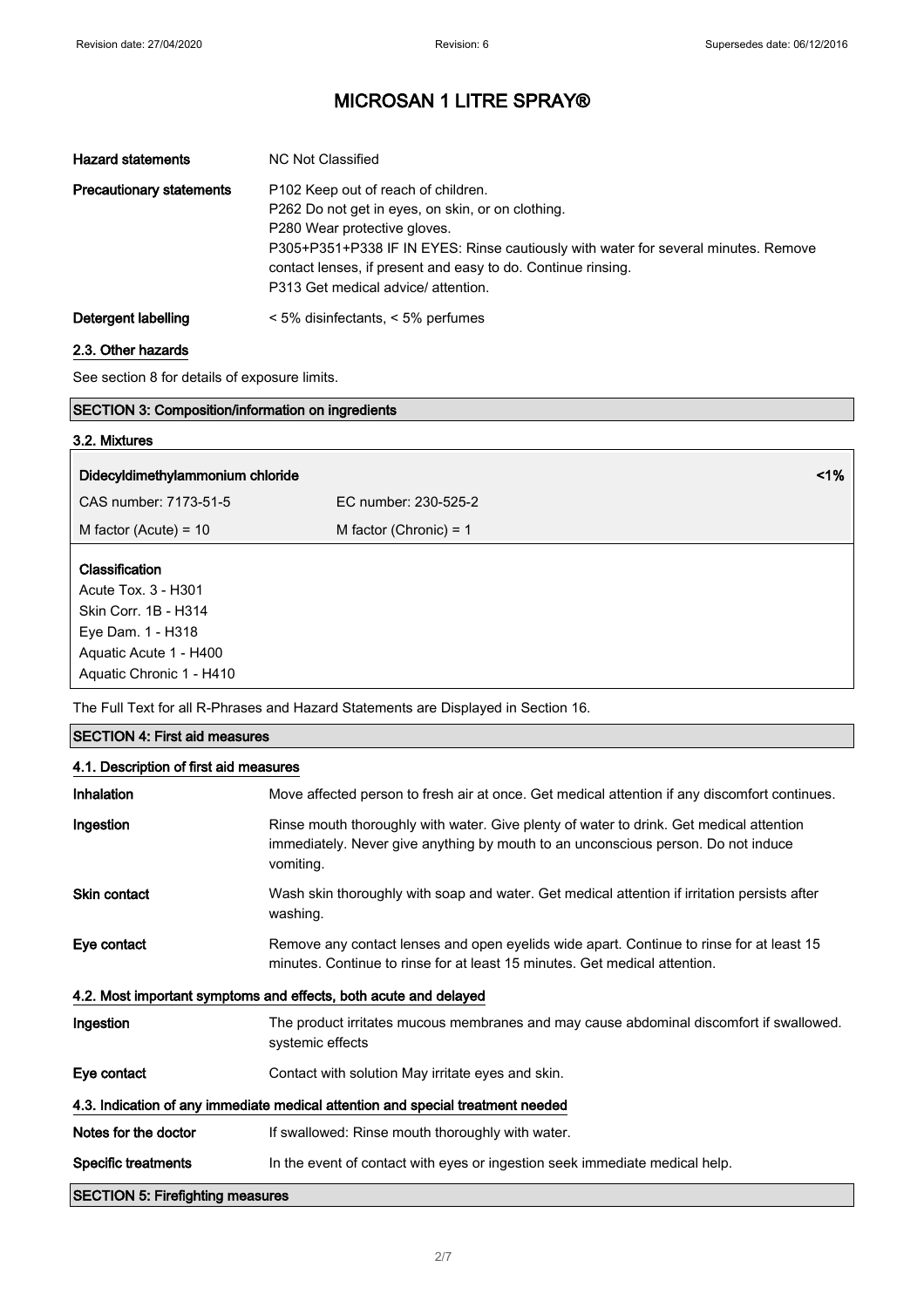| | |
|---|---|
| **Hazard statements** | NC Not Classified |
| **Precautionary statements** | P102 Keep out of reach of children.<br>P262 Do not get in eyes, on skin, or on clothing.<br>P280 Wear protective gloves.<br>P305+P351+P338 IF IN EYES: Rinse cautiously with water for several minutes. Remove contact lenses, if present and easy to do. Continue rinsing.<br>P313 Get medical advice/ attention. |
| **Detergent labelling** | < 5% disinfectants, < 5% perfumes |

### 2.3. Other hazards

See section 8 for details of exposure limits.

## SECTION 3: Composition/information on ingredients

### 3.2. Mixtures

| **Didecyldimethylammonium chloride** | | **<1%** |
|---|---|---|
| CAS number: 7173-51-5 | EC number: 230-525-2 | |
| M factor (Acute) = 10 | M factor (Chronic) = 1 | |

**Classification**
Acute Tox. 3 - H301
Skin Corr. 1B - H314
Eye Dam. 1 - H318
Aquatic Acute 1 - H400
Aquatic Chronic 1 - H410

The Full Text for all R-Phrases and Hazard Statements are Displayed in Section 16.

## SECTION 4: First aid measures

### 4.1. Description of first aid measures

| | |
|---|---|
| **Inhalation** | Move affected person to fresh air at once. Get medical attention if any discomfort continues. |
| **Ingestion** | Rinse mouth thoroughly with water. Give plenty of water to drink. Get medical attention immediately. Never give anything by mouth to an unconscious person. Do not induce vomiting. |
| **Skin contact** | Wash skin thoroughly with soap and water. Get medical attention if irritation persists after washing. |
| **Eye contact** | Remove any contact lenses and open eyelids wide apart. Continue to rinse for at least 15 minutes. Continue to rinse for at least 15 minutes. Get medical attention. |

### 4.2. Most important symptoms and effects, both acute and delayed

| | |
|---|---|
| **Ingestion** | The product irritates mucous membranes and may cause abdominal discomfort if swallowed. systemic effects |
| **Eye contact** | Contact with solution May irritate eyes and skin. |

### 4.3. Indication of any immediate medical attention and special treatment needed

| | |
|---|---|
| **Notes for the doctor** | If swallowed: Rinse mouth thoroughly with water. |
| **Specific treatments** | In the event of contact with eyes or ingestion seek immediate medical help. |

## SECTION 5: Firefighting measures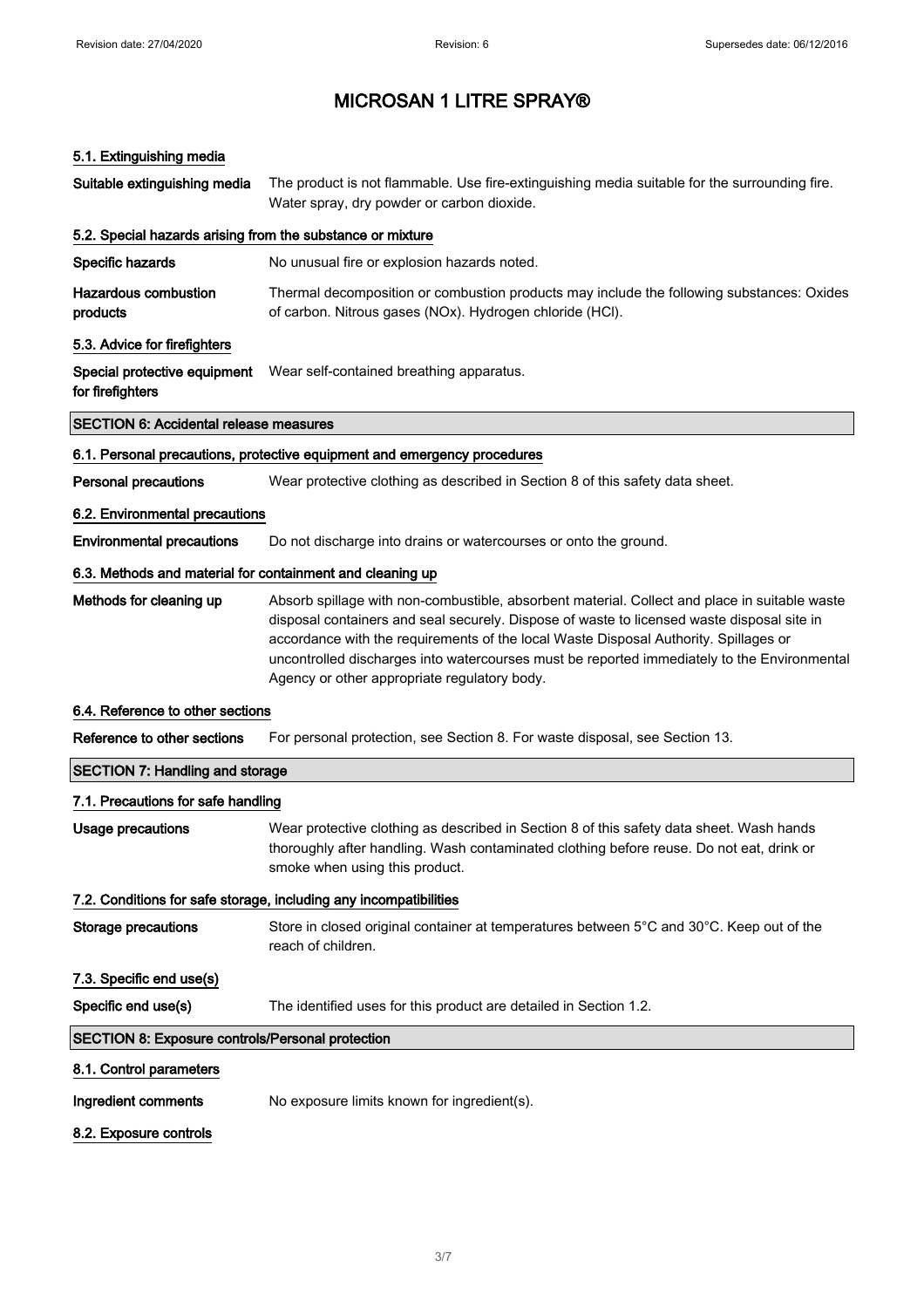# MICROSAN 1 LITRE SPRAY®

### 5.1. Extinguishing media

**Suitable extinguishing media** The product is not flammable. Use fire-extinguishing media suitable for the surrounding fire. Water spray, dry powder or carbon dioxide.

### 5.2. Special hazards arising from the substance or mixture

**Specific hazards** No unusual fire or explosion hazards noted.

**Hazardous combustion products** Thermal decomposition or combustion products may include the following substances: Oxides of carbon. Nitrous gases (NOx). Hydrogen chloride (HCl).

### 5.3. Advice for firefighters

**Special protective equipment for firefighters** Wear self-contained breathing apparatus.

## SECTION 6: Accidental release measures

### 6.1. Personal precautions, protective equipment and emergency procedures

**Personal precautions** Wear protective clothing as described in Section 8 of this safety data sheet.

### 6.2. Environmental precautions

**Environmental precautions** Do not discharge into drains or watercourses or onto the ground.

### 6.3. Methods and material for containment and cleaning up

**Methods for cleaning up** Absorb spillage with non-combustible, absorbent material. Collect and place in suitable waste disposal containers and seal securely. Dispose of waste to licensed waste disposal site in accordance with the requirements of the local Waste Disposal Authority. Spillages or uncontrolled discharges into watercourses must be reported immediately to the Environmental Agency or other appropriate regulatory body.

### 6.4. Reference to other sections

**Reference to other sections** For personal protection, see Section 8. For waste disposal, see Section 13.

## SECTION 7: Handling and storage

### 7.1. Precautions for safe handling

**Usage precautions** Wear protective clothing as described in Section 8 of this safety data sheet. Wash hands thoroughly after handling. Wash contaminated clothing before reuse. Do not eat, drink or smoke when using this product.

### 7.2. Conditions for safe storage, including any incompatibilities

**Storage precautions** Store in closed original container at temperatures between 5°C and 30°C. Keep out of the reach of children.

### 7.3. Specific end use(s)

**Specific end use(s)** The identified uses for this product are detailed in Section 1.2.

## SECTION 8: Exposure controls/Personal protection

### 8.1. Control parameters

**Ingredient comments** No exposure limits known for ingredient(s).

### 8.2. Exposure controls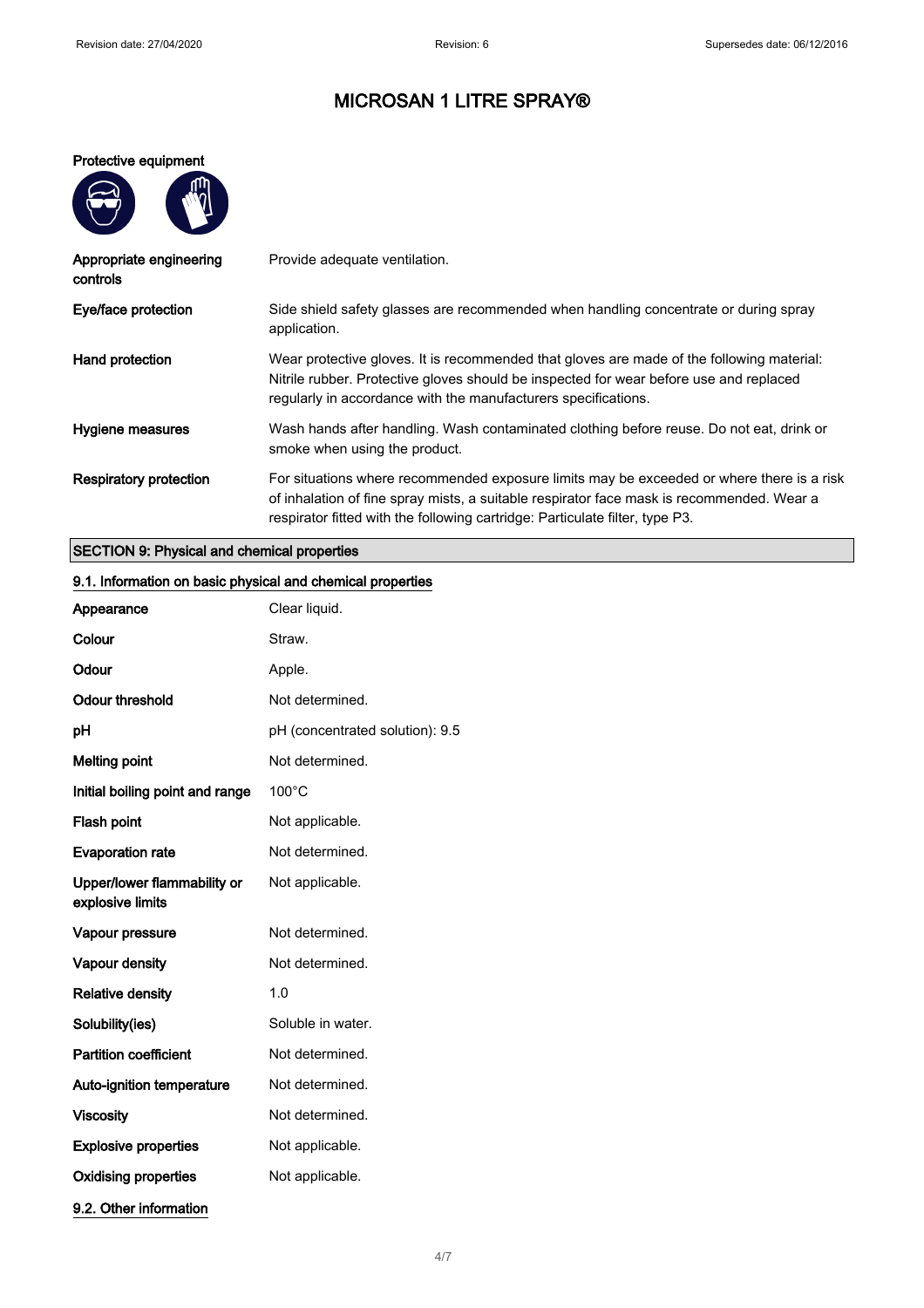# MICROSAN 1 LITRE SPRAY®

**Protective equipment**

| | |
|---|---|
| **Appropriate engineering controls** | Provide adequate ventilation. |
| **Eye/face protection** | Side shield safety glasses are recommended when handling concentrate or during spray application. |
| **Hand protection** | Wear protective gloves. It is recommended that gloves are made of the following material: Nitrile rubber. Protective gloves should be inspected for wear before use and replaced regularly in accordance with the manufacturers specifications. |
| **Hygiene measures** | Wash hands after handling. Wash contaminated clothing before reuse. Do not eat, drink or smoke when using the product. |
| **Respiratory protection** | For situations where recommended exposure limits may be exceeded or where there is a risk of inhalation of fine spray mists, a suitable respirator face mask is recommended. Wear a respirator fitted with the following cartridge: Particulate filter, type P3. |

## SECTION 9: Physical and chemical properties

### 9.1. Information on basic physical and chemical properties

| | |
|---|---|
| **Appearance** | Clear liquid. |
| **Colour** | Straw. |
| **Odour** | Apple. |
| **Odour threshold** | Not determined. |
| **pH** | pH (concentrated solution): 9.5 |
| **Melting point** | Not determined. |
| **Initial boiling point and range** | 100°C |
| **Flash point** | Not applicable. |
| **Evaporation rate** | Not determined. |
| **Upper/lower flammability or explosive limits** | Not applicable. |
| **Vapour pressure** | Not determined. |
| **Vapour density** | Not determined. |
| **Relative density** | 1.0 |
| **Solubility(ies)** | Soluble in water. |
| **Partition coefficient** | Not determined. |
| **Auto-ignition temperature** | Not determined. |
| **Viscosity** | Not determined. |
| **Explosive properties** | Not applicable. |
| **Oxidising properties** | Not applicable. |

### 9.2. Other information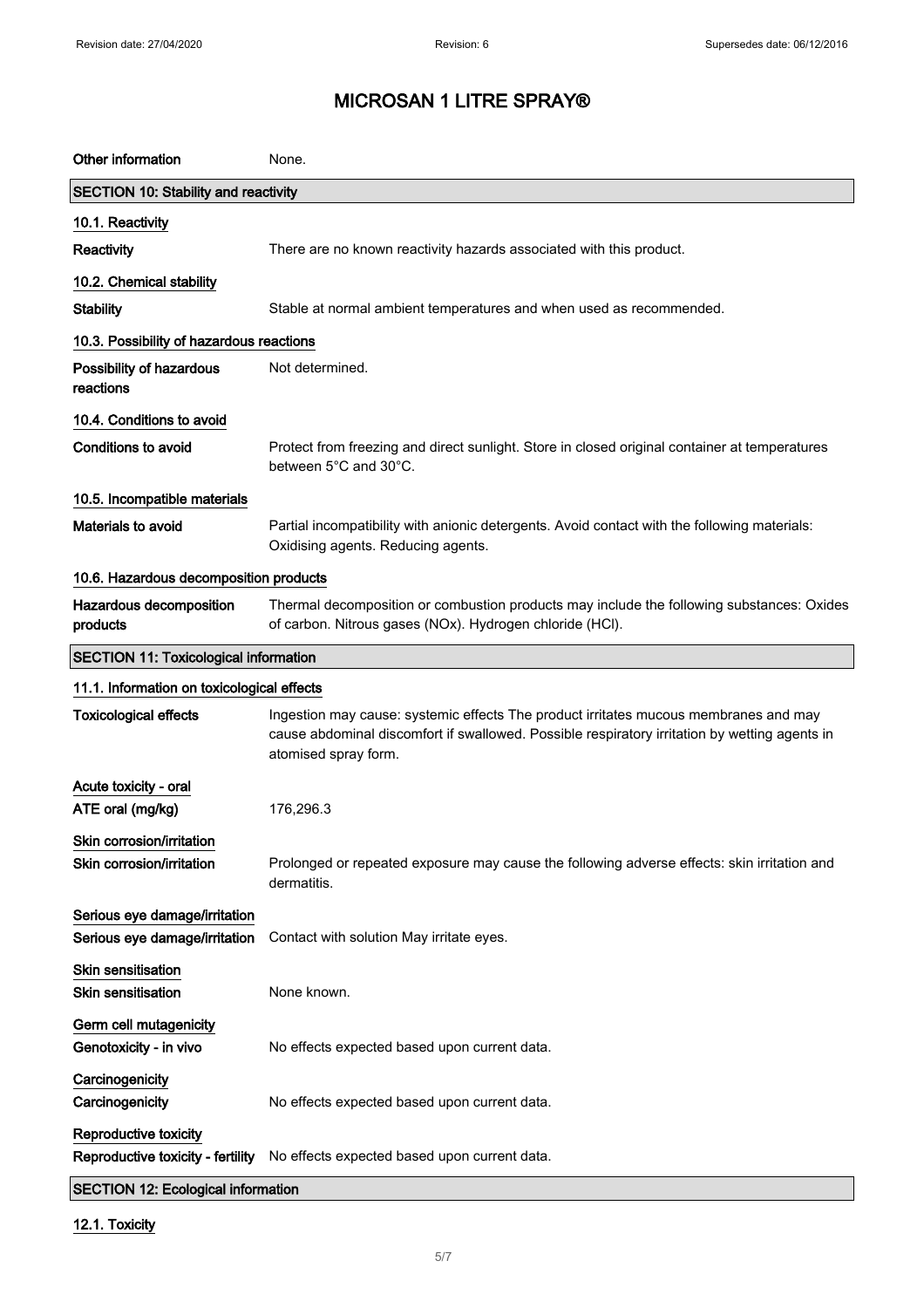# MICROSAN 1 LITRE SPRAY®

| | |
|---|---|
| **Other information** | None. |

## SECTION 10: Stability and reactivity

### 10.1. Reactivity

| | |
|---|---|
| **Reactivity** | There are no known reactivity hazards associated with this product. |

### 10.2. Chemical stability

| | |
|---|---|
| **Stability** | Stable at normal ambient temperatures and when used as recommended. |

### 10.3. Possibility of hazardous reactions

| | |
|---|---|
| **Possibility of hazardous reactions** | Not determined. |

### 10.4. Conditions to avoid

| | |
|---|---|
| **Conditions to avoid** | Protect from freezing and direct sunlight. Store in closed original container at temperatures between 5°C and 30°C. |

### 10.5. Incompatible materials

| | |
|---|---|
| **Materials to avoid** | Partial incompatibility with anionic detergents. Avoid contact with the following materials: Oxidising agents. Reducing agents. |

### 10.6. Hazardous decomposition products

| | |
|---|---|
| **Hazardous decomposition products** | Thermal decomposition or combustion products may include the following substances: Oxides of carbon. Nitrous gases (NOx). Hydrogen chloride (HCl). |

## SECTION 11: Toxicological information

### 11.1. Information on toxicological effects

| | |
|---|---|
| **Toxicological effects** | Ingestion may cause: systemic effects The product irritates mucous membranes and may cause abdominal discomfort if swallowed. Possible respiratory irritation by wetting agents in atomised spray form. |

**Acute toxicity - oral**

| | |
|---|---|
| **ATE oral (mg/kg)** | 176,296.3 |

**Skin corrosion/irritation**

| | |
|---|---|
| **Skin corrosion/irritation** | Prolonged or repeated exposure may cause the following adverse effects: skin irritation and dermatitis. |

**Serious eye damage/irritation**

| | |
|---|---|
| **Serious eye damage/irritation** | Contact with solution May irritate eyes. |

**Skin sensitisation**

| | |
|---|---|
| **Skin sensitisation** | None known. |

**Germ cell mutagenicity**

| | |
|---|---|
| **Genotoxicity - in vivo** | No effects expected based upon current data. |

**Carcinogenicity**

| | |
|---|---|
| **Carcinogenicity** | No effects expected based upon current data. |

**Reproductive toxicity**

| | |
|---|---|
| **Reproductive toxicity - fertility** | No effects expected based upon current data. |

## SECTION 12: Ecological information

### 12.1. Toxicity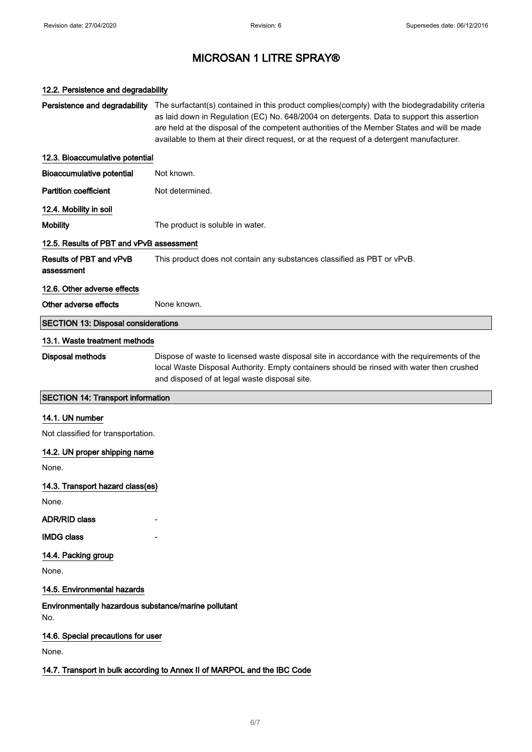# MICROSAN 1 LITRE SPRAY®

### 12.2. Persistence and degradability

**Persistence and degradability** The surfactant(s) contained in this product complies(comply) with the biodegradability criteria as laid down in Regulation (EC) No. 648/2004 on detergents. Data to support this assertion are held at the disposal of the competent authorities of the Member States and will be made available to them at their direct request, or at the request of a detergent manufacturer.

### 12.3. Bioaccumulative potential

**Bioaccumulative potential** Not known.

**Partition coefficient** Not determined.

### 12.4. Mobility in soil

**Mobility** The product is soluble in water.

### 12.5. Results of PBT and vPvB assessment

**Results of PBT and vPvB assessment** This product does not contain any substances classified as PBT or vPvB.

### 12.6. Other adverse effects

**Other adverse effects** None known.

## SECTION 13: Disposal considerations

### 13.1. Waste treatment methods

**Disposal methods** Dispose of waste to licensed waste disposal site in accordance with the requirements of the local Waste Disposal Authority. Empty containers should be rinsed with water then crushed and disposed of at legal waste disposal site.

## SECTION 14: Transport information

### 14.1. UN number

Not classified for transportation.

### 14.2. UN proper shipping name

None.

### 14.3. Transport hazard class(es)

None.

**ADR/RID class** -

**IMDG class** -

### 14.4. Packing group

None.

### 14.5. Environmental hazards

**Environmentally hazardous substance/marine pollutant**

No.

### 14.6. Special precautions for user

None.

### 14.7. Transport in bulk according to Annex II of MARPOL and the IBC Code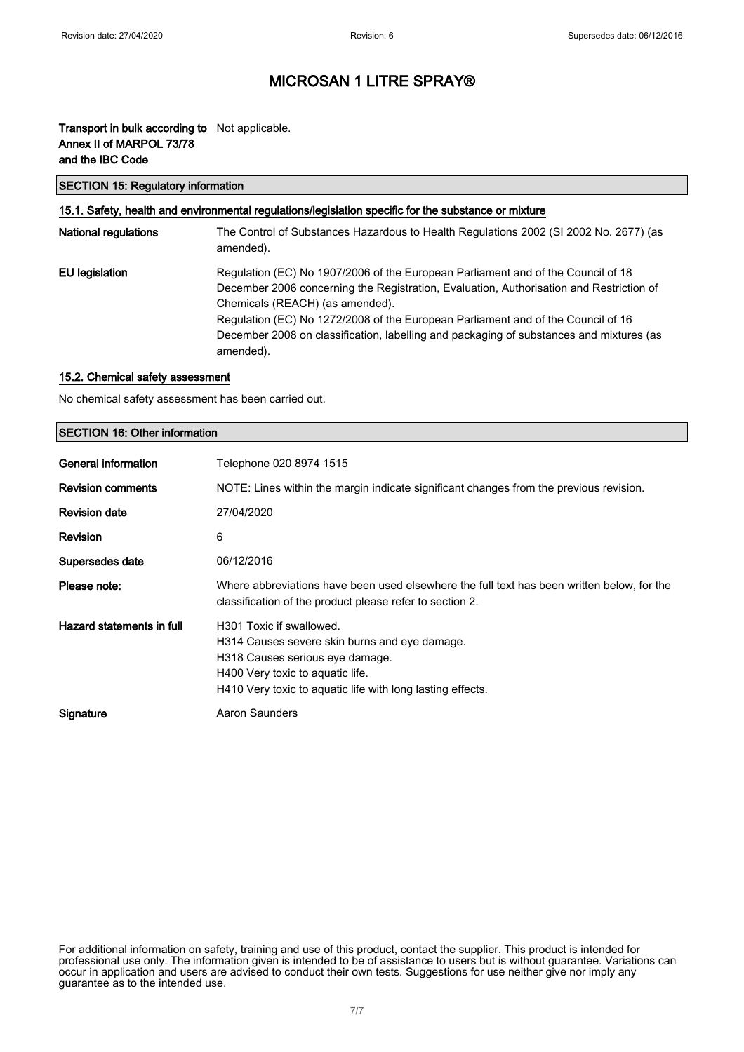| | |
|---|---|
| **Transport in bulk according to Annex II of MARPOL 73/78 and the IBC Code** | Not applicable. |

## SECTION 15: Regulatory information

### 15.1. Safety, health and environmental regulations/legislation specific for the substance or mixture

| | |
|---|---|
| **National regulations** | The Control of Substances Hazardous to Health Regulations 2002 (SI 2002 No. 2677) (as amended). |
| **EU legislation** | Regulation (EC) No 1907/2006 of the European Parliament and of the Council of 18 December 2006 concerning the Registration, Evaluation, Authorisation and Restriction of Chemicals (REACH) (as amended).<br>Regulation (EC) No 1272/2008 of the European Parliament and of the Council of 16 December 2008 on classification, labelling and packaging of substances and mixtures (as amended). |

### 15.2. Chemical safety assessment

No chemical safety assessment has been carried out.

## SECTION 16: Other information

| | |
|---|---|
| **General information** | Telephone 020 8974 1515 |
| **Revision comments** | NOTE: Lines within the margin indicate significant changes from the previous revision. |
| **Revision date** | 27/04/2020 |
| **Revision** | 6 |
| **Supersedes date** | 06/12/2016 |
| **Please note:** | Where abbreviations have been used elsewhere the full text has been written below, for the classification of the product please refer to section 2. |
| **Hazard statements in full** | H301 Toxic if swallowed.<br>H314 Causes severe skin burns and eye damage.<br>H318 Causes serious eye damage.<br>H400 Very toxic to aquatic life.<br>H410 Very toxic to aquatic life with long lasting effects. |
| **Signature** | Aaron Saunders |

For additional information on safety, training and use of this product, contact the supplier. This product is intended for professional use only. The information given is intended to be of assistance to users but is without guarantee. Variations can occur in application and users are advised to conduct their own tests. Suggestions for use neither give nor imply any guarantee as to the intended use.